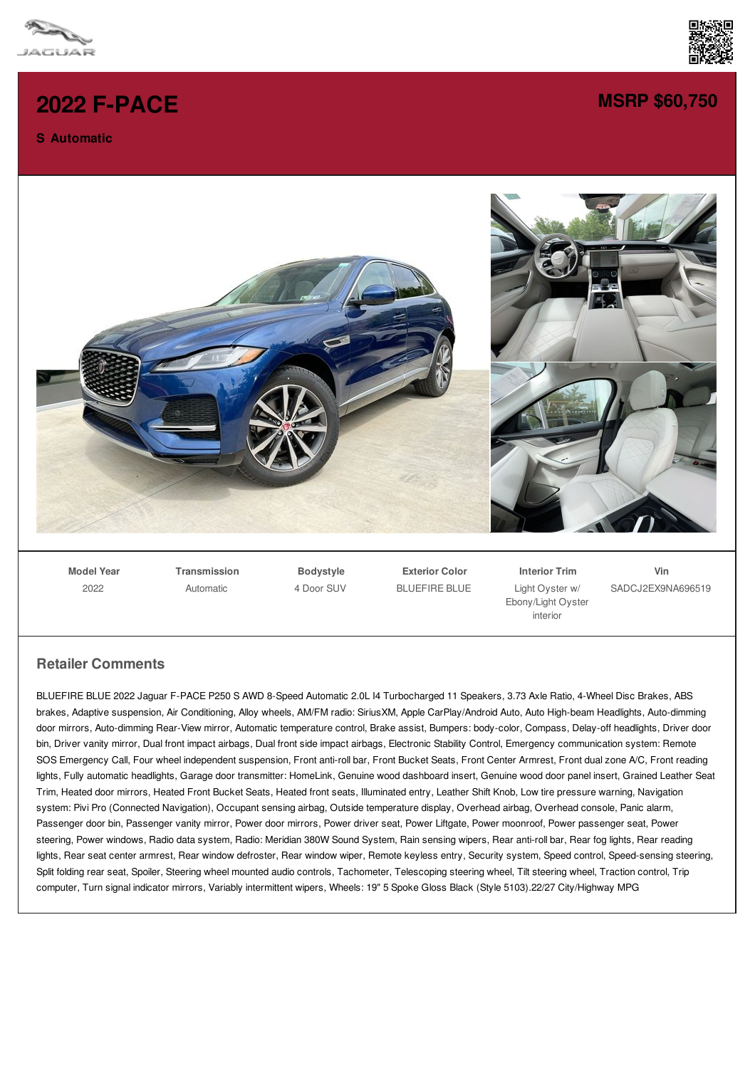# 2022 F-PACE

**MSRP $60,750**

**S Automatic**

| Model Year | Transmission | Bodystyle | Exterior Color | Interior Trim | Vin |
|---|---|---|---|---|---|
| 2022 | Automatic | 4 Door SUV | BLUEFIRE BLUE | Light Oyster w/ Ebony/Light Oyster interior | SADCJ2EX9NA696519 |

## Retailer Comments

BLUEFIRE BLUE 2022 Jaguar F-PACE P250 S AWD 8-Speed Automatic 2.0L I4 Turbocharged 11 Speakers, 3.73 Axle Ratio, 4-Wheel Disc Brakes, ABS brakes, Adaptive suspension, Air Conditioning, Alloy wheels, AM/FM radio: SiriusXM, Apple CarPlay/Android Auto, Auto High-beam Headlights, Auto-dimming door mirrors, Auto-dimming Rear-View mirror, Automatic temperature control, Brake assist, Bumpers: body-color, Compass, Delay-off headlights, Driver door bin, Driver vanity mirror, Dual front impact airbags, Dual front side impact airbags, Electronic Stability Control, Emergency communication system: Remote SOS Emergency Call, Four wheel independent suspension, Front anti-roll bar, Front Bucket Seats, Front Center Armrest, Front dual zone A/C, Front reading lights, Fully automatic headlights, Garage door transmitter: HomeLink, Genuine wood dashboard insert, Genuine wood door panel insert, Grained Leather Seat Trim, Heated door mirrors, Heated Front Bucket Seats, Heated front seats, Illuminated entry, Leather Shift Knob, Low tire pressure warning, Navigation system: Pivi Pro (Connected Navigation), Occupant sensing airbag, Outside temperature display, Overhead airbag, Overhead console, Panic alarm, Passenger door bin, Passenger vanity mirror, Power door mirrors, Power driver seat, Power Liftgate, Power moonroof, Power passenger seat, Power steering, Power windows, Radio data system, Radio: Meridian 380W Sound System, Rain sensing wipers, Rear anti-roll bar, Rear fog lights, Rear reading lights, Rear seat center armrest, Rear window defroster, Rear window wiper, Remote keyless entry, Security system, Speed control, Speed-sensing steering, Split folding rear seat, Spoiler, Steering wheel mounted audio controls, Tachometer, Telescoping steering wheel, Tilt steering wheel, Traction control, Trip computer, Turn signal indicator mirrors, Variably intermittent wipers, Wheels: 19" 5 Spoke Gloss Black (Style 5103).22/27 City/Highway MPG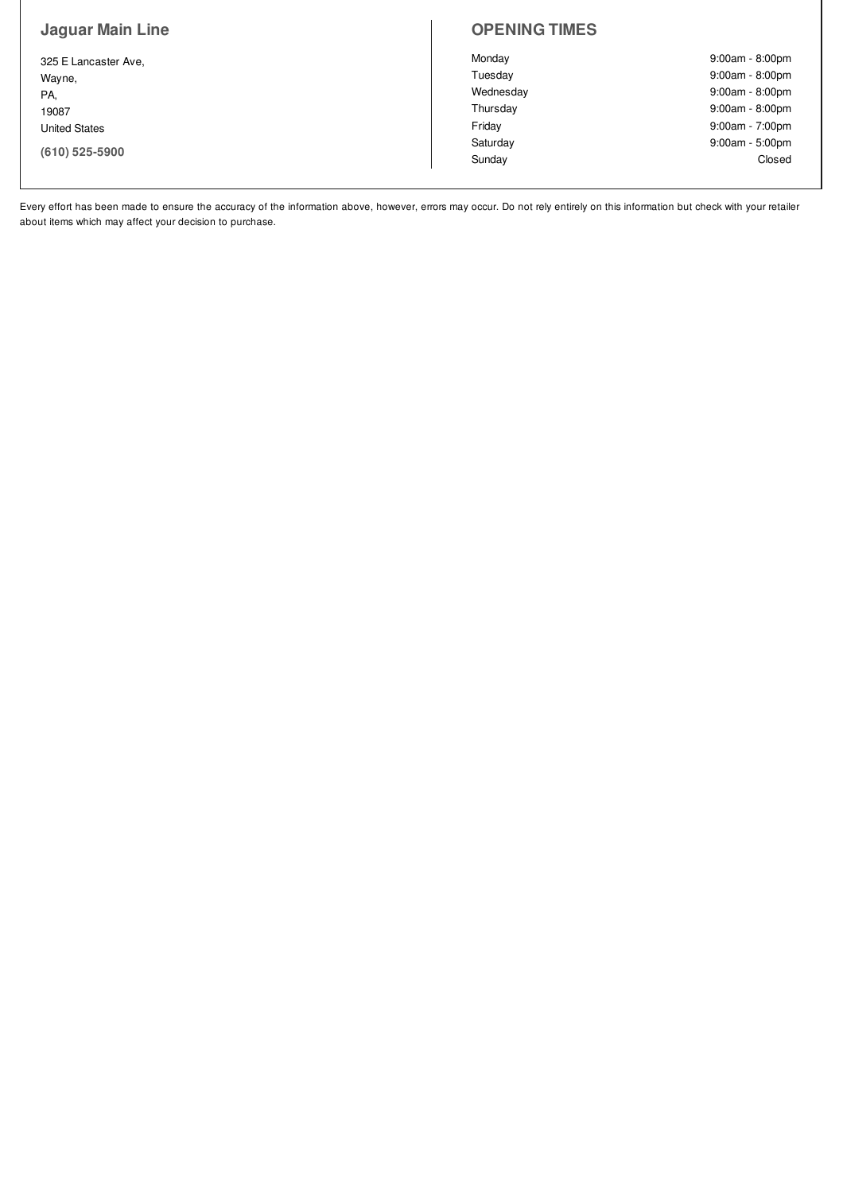## Jaguar Main Line

325 E Lancaster Ave,
Wayne,
PA,
19087
United States

**(610) 525-5900**

## OPENING TIMES

| | |
|---|---|
| Monday | 9:00am - 8:00pm |
| Tuesday | 9:00am - 8:00pm |
| Wednesday | 9:00am - 8:00pm |
| Thursday | 9:00am - 8:00pm |
| Friday | 9:00am - 7:00pm |
| Saturday | 9:00am - 5:00pm |
| Sunday | Closed |

Every effort has been made to ensure the accuracy of the information above, however, errors may occur. Do not rely entirely on this information but check with your retailer about items which may affect your decision to purchase.